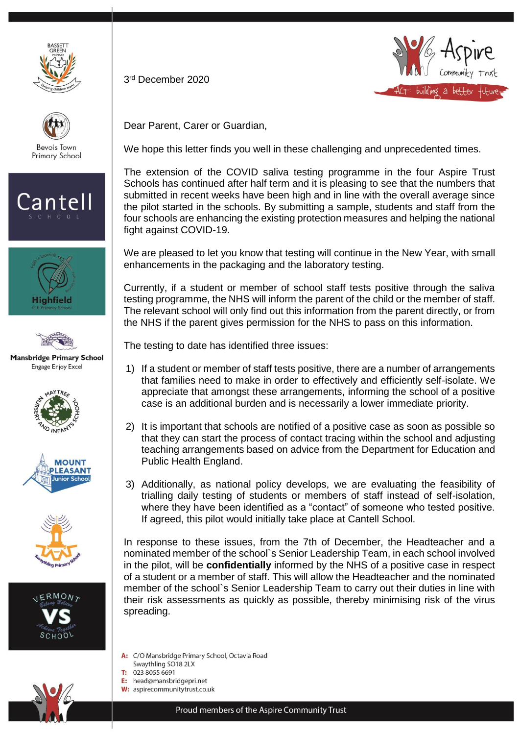3rd December 2020

Dear Parent, Carer or Guardian,

We hope this letter finds you well in these challenging and unprecedented times.

The extension of the COVID saliva testing programme in the four Aspire Trust Schools has continued after half term and it is pleasing to see that the numbers that submitted in recent weeks have been high and in line with the overall average since the pilot started in the schools. By submitting a sample, students and staff from the four schools are enhancing the existing protection measures and helping the national fight against COVID-19.

We are pleased to let you know that testing will continue in the New Year, with small enhancements in the packaging and the laboratory testing.

Currently, if a student or member of school staff tests positive through the saliva testing programme, the NHS will inform the parent of the child or the member of staff. The relevant school will only find out this information from the parent directly, or from the NHS if the parent gives permission for the NHS to pass on this information.

The testing to date has identified three issues:

1) If a student or member of staff tests positive, there are a number of arrangements that families need to make in order to effectively and efficiently self-isolate. We appreciate that amongst these arrangements, informing the school of a positive case is an additional burden and is necessarily a lower immediate priority.

2) It is important that schools are notified of a positive case as soon as possible so that they can start the process of contact tracing within the school and adjusting teaching arrangements based on advice from the Department for Education and Public Health England.

3) Additionally, as national policy develops, we are evaluating the feasibility of trialling daily testing of students or members of staff instead of self-isolation, where they have been identified as a "contact" of someone who tested positive. If agreed, this pilot would initially take place at Cantell School.

In response to these issues, from the 7th of December, the Headteacher and a nominated member of the school`s Senior Leadership Team, in each school involved in the pilot, will be **confidentially** informed by the NHS of a positive case in respect of a student or a member of staff. This will allow the Headteacher and the nominated member of the school`s Senior Leadership Team to carry out their duties in line with their risk assessments as quickly as possible, thereby minimising risk of the virus spreading.

**A:** C/O Mansbridge Primary School, Octavia Road
Swaythling SO18 2LX
**T:** 023 8055 6691
**E:** head@mansbridgepri.net
**W:** aspirecommunitytrust.co.uk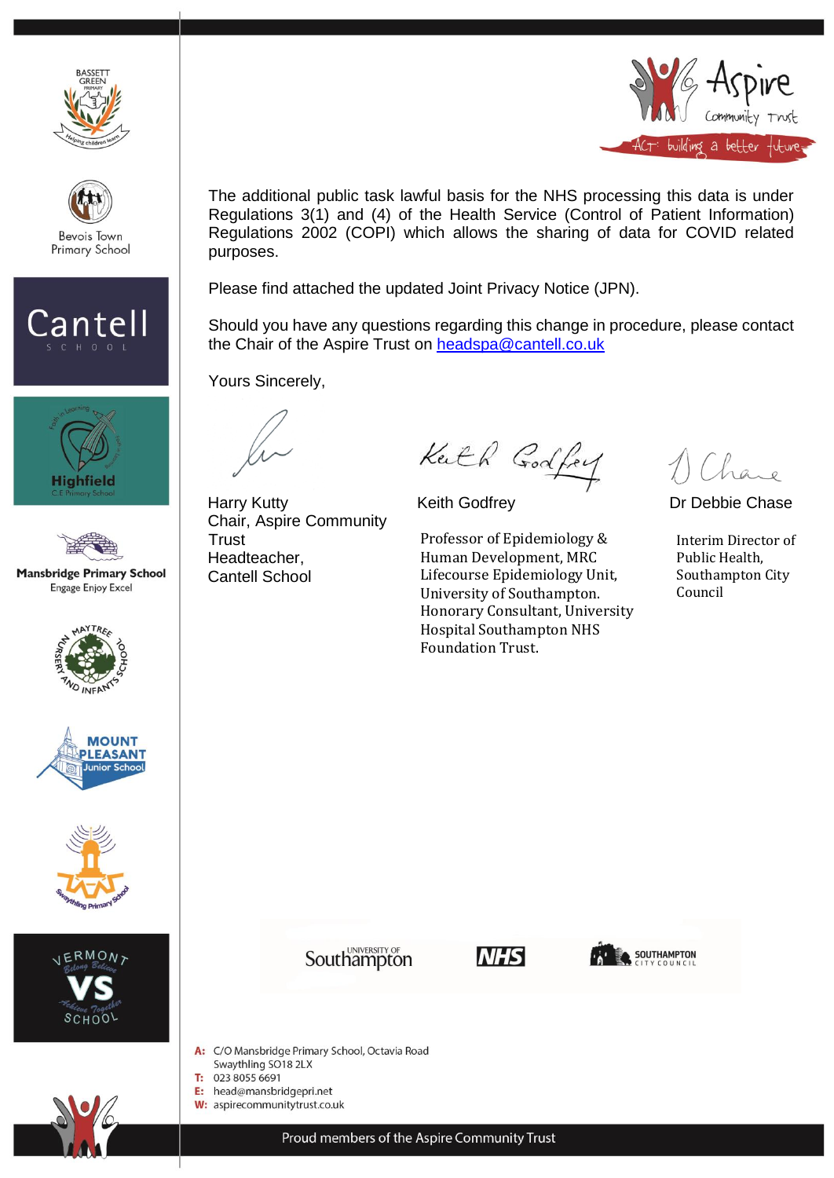The additional public task lawful basis for the NHS processing this data is under Regulations 3(1) and (4) of the Health Service (Control of Patient Information) Regulations 2002 (COPI) which allows the sharing of data for COVID related purposes.

Please find attached the updated Joint Privacy Notice (JPN).

Should you have any questions regarding this change in procedure, please contact the Chair of the Aspire Trust on headspa@cantell.co.uk

Yours Sincerely,

Harry Kutty
Chair, Aspire Community Trust
Headteacher,
Cantell School

Keith Godfrey

Professor of Epidemiology & Human Development, MRC Lifecourse Epidemiology Unit, University of Southampton.
Honorary Consultant, University Hospital Southampton NHS Foundation Trust.

Dr Debbie Chase

Interim Director of Public Health, Southampton City Council

A: C/O Mansbridge Primary School, Octavia Road
Swaythling SO18 2LX
T: 023 8055 6691
E: head@mansbridgepri.net
W: aspirecommunitytrust.co.uk

Proud members of the Aspire Community Trust